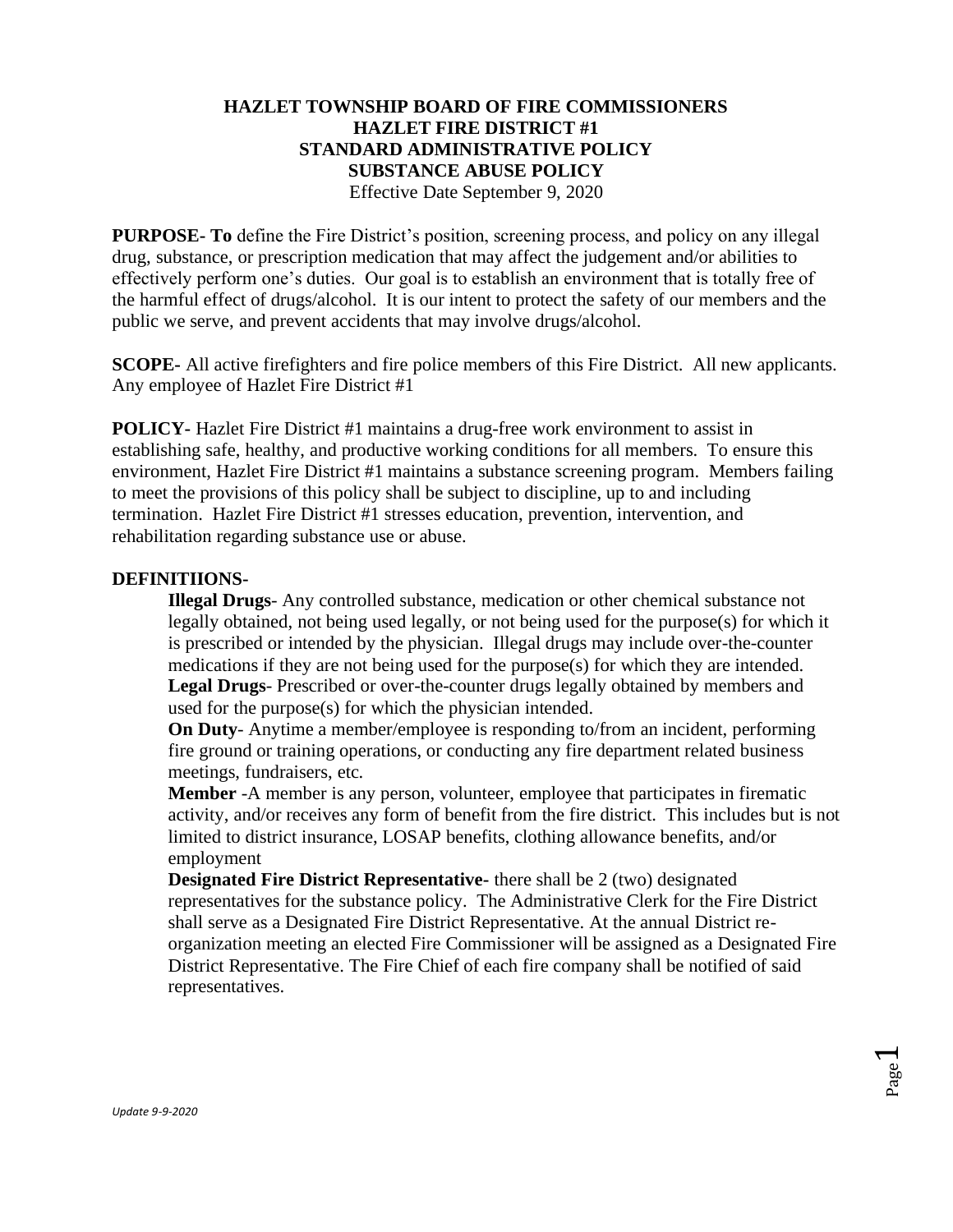**HAZLET TOWNSHIP BOARD OF FIRE COMMISSIONERS**
**HAZLET FIRE DISTRICT #1**
**STANDARD ADMINISTRATIVE POLICY**
**SUBSTANCE ABUSE POLICY**
Effective Date September 9, 2020

**PURPOSE- To** define the Fire District's position, screening process, and policy on any illegal drug, substance, or prescription medication that may affect the judgement and/or abilities to effectively perform one's duties. Our goal is to establish an environment that is totally free of the harmful effect of drugs/alcohol. It is our intent to protect the safety of our members and the public we serve, and prevent accidents that may involve drugs/alcohol.

**SCOPE-** All active firefighters and fire police members of this Fire District. All new applicants. Any employee of Hazlet Fire District #1

**POLICY-** Hazlet Fire District #1 maintains a drug-free work environment to assist in establishing safe, healthy, and productive working conditions for all members. To ensure this environment, Hazlet Fire District #1 maintains a substance screening program. Members failing to meet the provisions of this policy shall be subject to discipline, up to and including termination. Hazlet Fire District #1 stresses education, prevention, intervention, and rehabilitation regarding substance use or abuse.

**DEFINITIIONS-**

**Illegal Drugs**- Any controlled substance, medication or other chemical substance not legally obtained, not being used legally, or not being used for the purpose(s) for which it is prescribed or intended by the physician. Illegal drugs may include over-the-counter medications if they are not being used for the purpose(s) for which they are intended.

**Legal Drugs**- Prescribed or over-the-counter drugs legally obtained by members and used for the purpose(s) for which the physician intended.

**On Duty**- Anytime a member/employee is responding to/from an incident, performing fire ground or training operations, or conducting any fire department related business meetings, fundraisers, etc.

**Member** -A member is any person, volunteer, employee that participates in firematic activity, and/or receives any form of benefit from the fire district. This includes but is not limited to district insurance, LOSAP benefits, clothing allowance benefits, and/or employment

**Designated Fire District Representative-** there shall be 2 (two) designated representatives for the substance policy. The Administrative Clerk for the Fire District shall serve as a Designated Fire District Representative. At the annual District re-organization meeting an elected Fire Commissioner will be assigned as a Designated Fire District Representative. The Fire Chief of each fire company shall be notified of said representatives.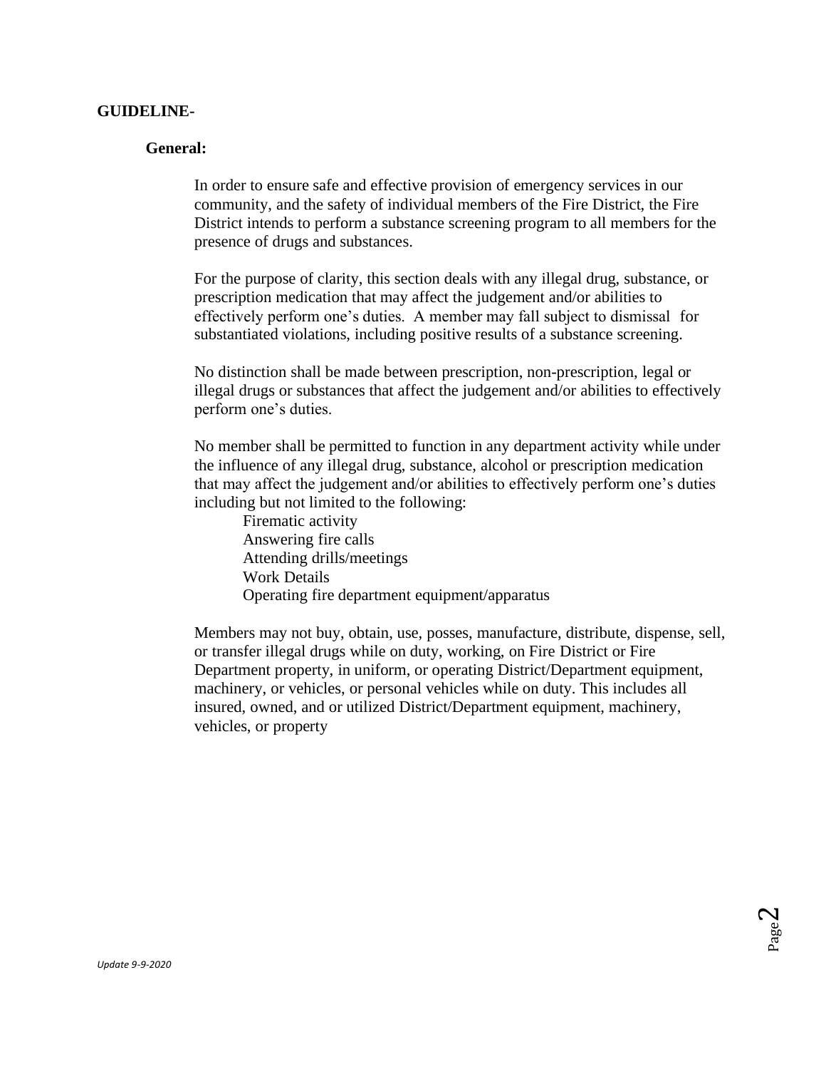**GUIDELINE-**

**General:**

In order to ensure safe and effective provision of emergency services in our community, and the safety of individual members of the Fire District, the Fire District intends to perform a substance screening program to all members for the presence of drugs and substances.

For the purpose of clarity, this section deals with any illegal drug, substance, or prescription medication that may affect the judgement and/or abilities to effectively perform one's duties. A member may fall subject to dismissal for substantiated violations, including positive results of a substance screening.

No distinction shall be made between prescription, non-prescription, legal or illegal drugs or substances that affect the judgement and/or abilities to effectively perform one's duties.

No member shall be permitted to function in any department activity while under the influence of any illegal drug, substance, alcohol or prescription medication that may affect the judgement and/or abilities to effectively perform one's duties including but not limited to the following:

- Firematic activity
- Answering fire calls
- Attending drills/meetings
- Work Details
- Operating fire department equipment/apparatus

Members may not buy, obtain, use, posses, manufacture, distribute, dispense, sell, or transfer illegal drugs while on duty, working, on Fire District or Fire Department property, in uniform, or operating District/Department equipment, machinery, or vehicles, or personal vehicles while on duty. This includes all insured, owned, and or utilized District/Department equipment, machinery, vehicles, or property

*Update 9-9-2020*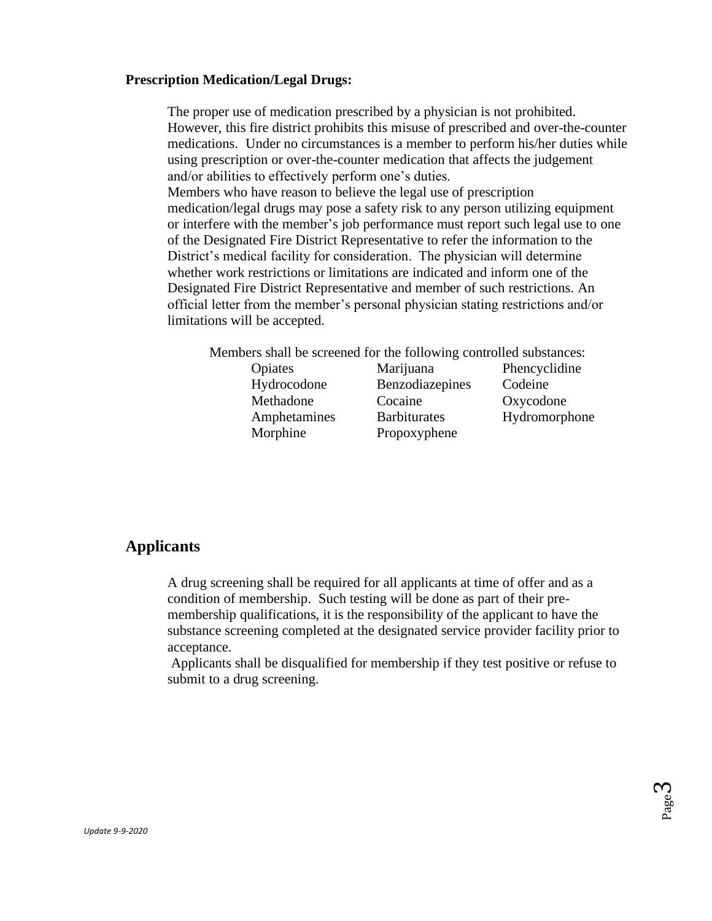**Prescription Medication/Legal Drugs:**

The proper use of medication prescribed by a physician is not prohibited. However, this fire district prohibits this misuse of prescribed and over-the-counter medications. Under no circumstances is a member to perform his/her duties while using prescription or over-the-counter medication that affects the judgement and/or abilities to effectively perform one's duties.

Members who have reason to believe the legal use of prescription medication/legal drugs may pose a safety risk to any person utilizing equipment or interfere with the member's job performance must report such legal use to one of the Designated Fire District Representative to refer the information to the District's medical facility for consideration. The physician will determine whether work restrictions or limitations are indicated and inform one of the Designated Fire District Representative and member of such restrictions. An official letter from the member's personal physician stating restrictions and/or limitations will be accepted.

Members shall be screened for the following controlled substances:

| | | |
|---|---|---|
| Opiates | Marijuana | Phencyclidine |
| Hydrocodone | Benzodiazepines | Codeine |
| Methadone | Cocaine | Oxycodone |
| Amphetamines | Barbiturates | Hydromorphone |
| Morphine | Propoxyphene | |

## Applicants

A drug screening shall be required for all applicants at time of offer and as a condition of membership. Such testing will be done as part of their pre-membership qualifications, it is the responsibility of the applicant to have the substance screening completed at the designated service provider facility prior to acceptance.

Applicants shall be disqualified for membership if they test positive or refuse to submit to a drug screening.

*Update 9-9-2020*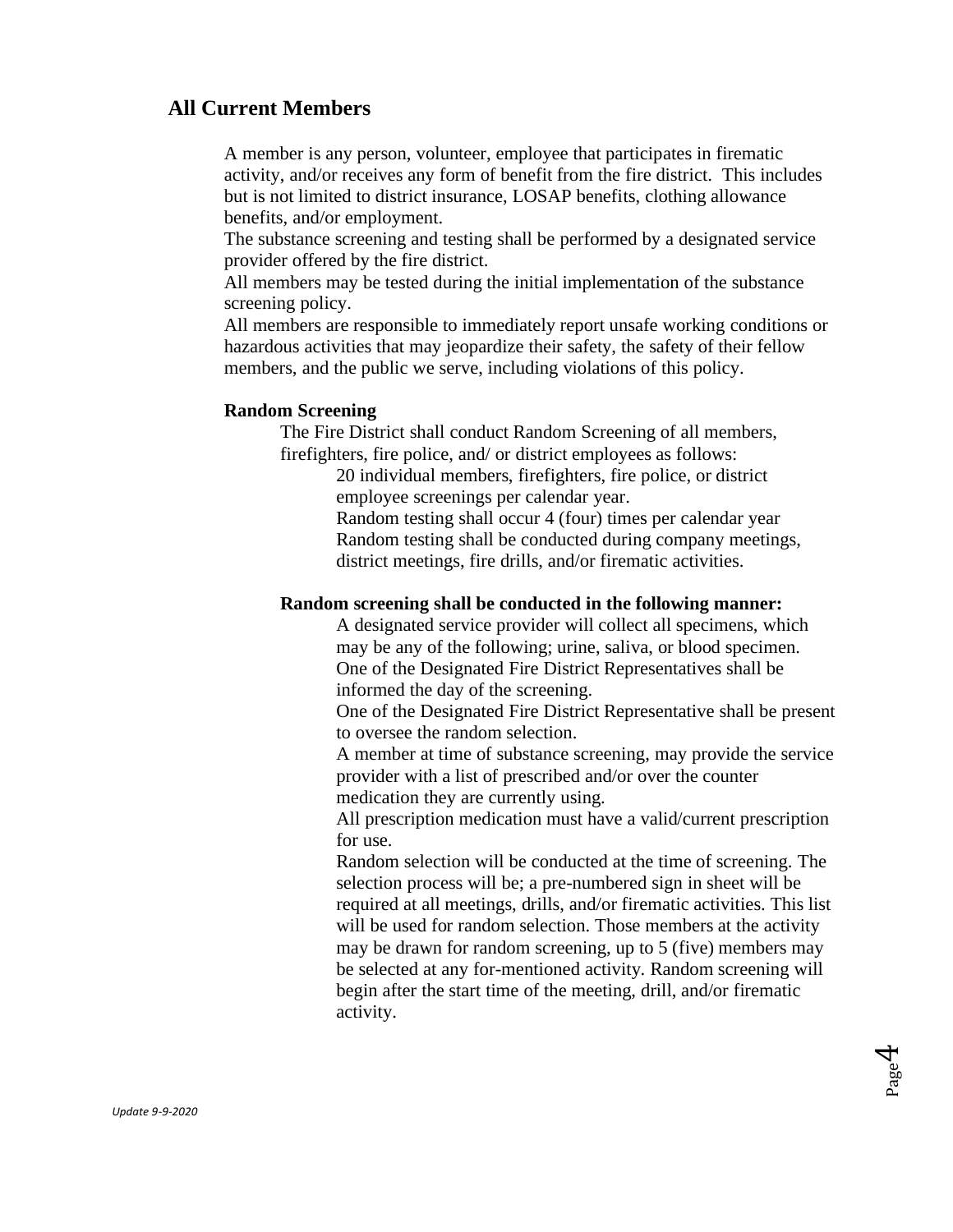## All Current Members

A member is any person, volunteer, employee that participates in firematic activity, and/or receives any form of benefit from the fire district. This includes but is not limited to district insurance, LOSAP benefits, clothing allowance benefits, and/or employment.

The substance screening and testing shall be performed by a designated service provider offered by the fire district.

All members may be tested during the initial implementation of the substance screening policy.

All members are responsible to immediately report unsafe working conditions or hazardous activities that may jeopardize their safety, the safety of their fellow members, and the public we serve, including violations of this policy.

### Random Screening

The Fire District shall conduct Random Screening of all members, firefighters, fire police, and/ or district employees as follows:

20 individual members, firefighters, fire police, or district employee screenings per calendar year.

Random testing shall occur 4 (four) times per calendar year

Random testing shall be conducted during company meetings, district meetings, fire drills, and/or firematic activities.

#### Random screening shall be conducted in the following manner:

A designated service provider will collect all specimens, which may be any of the following; urine, saliva, or blood specimen.

One of the Designated Fire District Representatives shall be informed the day of the screening.

One of the Designated Fire District Representative shall be present to oversee the random selection.

A member at time of substance screening, may provide the service provider with a list of prescribed and/or over the counter medication they are currently using.

All prescription medication must have a valid/current prescription for use.

Random selection will be conducted at the time of screening. The selection process will be; a pre-numbered sign in sheet will be required at all meetings, drills, and/or firematic activities. This list will be used for random selection. Those members at the activity may be drawn for random screening, up to 5 (five) members may be selected at any for-mentioned activity. Random screening will begin after the start time of the meeting, drill, and/or firematic activity.

*Update 9-9-2020*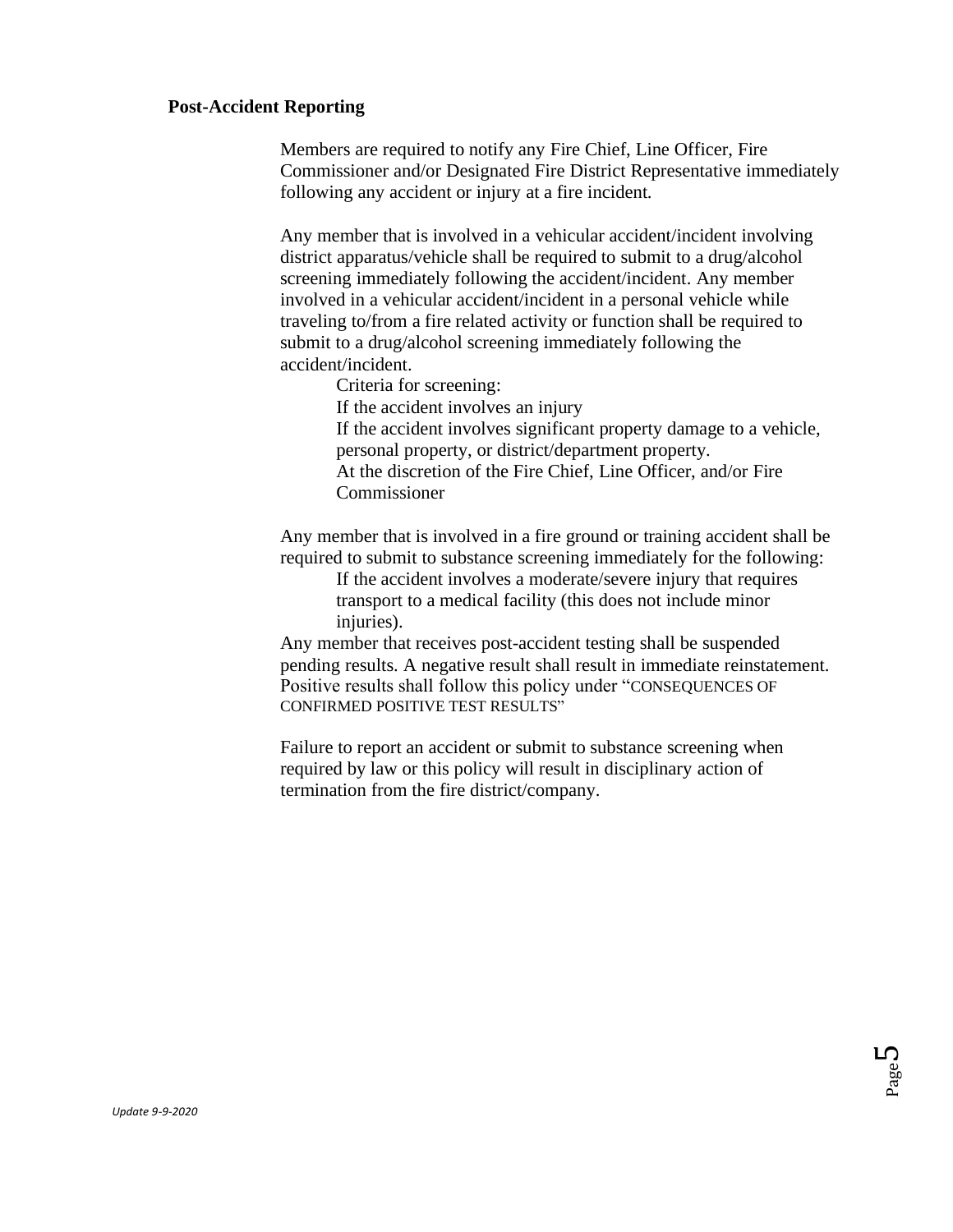**Post-Accident Reporting**

Members are required to notify any Fire Chief, Line Officer, Fire Commissioner and/or Designated Fire District Representative immediately following any accident or injury at a fire incident.

Any member that is involved in a vehicular accident/incident involving district apparatus/vehicle shall be required to submit to a drug/alcohol screening immediately following the accident/incident. Any member involved in a vehicular accident/incident in a personal vehicle while traveling to/from a fire related activity or function shall be required to submit to a drug/alcohol screening immediately following the accident/incident.

Criteria for screening:

If the accident involves an injury

If the accident involves significant property damage to a vehicle, personal property, or district/department property.

At the discretion of the Fire Chief, Line Officer, and/or Fire Commissioner

Any member that is involved in a fire ground or training accident shall be required to submit to substance screening immediately for the following:

If the accident involves a moderate/severe injury that requires transport to a medical facility (this does not include minor injuries).

Any member that receives post-accident testing shall be suspended pending results. A negative result shall result in immediate reinstatement. Positive results shall follow this policy under "CONSEQUENCES OF CONFIRMED POSITIVE TEST RESULTS"

Failure to report an accident or submit to substance screening when required by law or this policy will result in disciplinary action of termination from the fire district/company.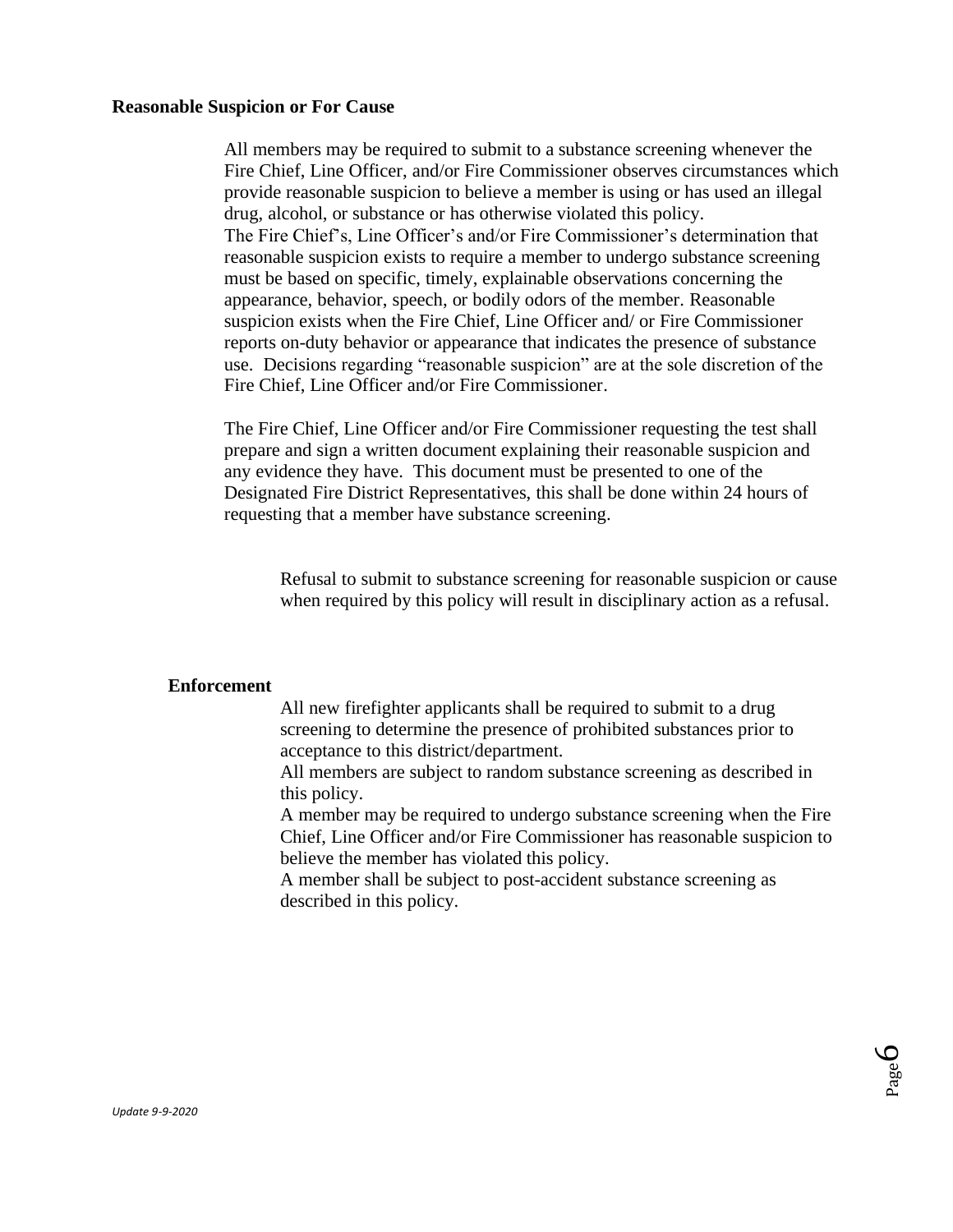**Reasonable Suspicion or For Cause**

All members may be required to submit to a substance screening whenever the Fire Chief, Line Officer, and/or Fire Commissioner observes circumstances which provide reasonable suspicion to believe a member is using or has used an illegal drug, alcohol, or substance or has otherwise violated this policy.
The Fire Chief's, Line Officer's and/or Fire Commissioner's determination that reasonable suspicion exists to require a member to undergo substance screening must be based on specific, timely, explainable observations concerning the appearance, behavior, speech, or bodily odors of the member. Reasonable suspicion exists when the Fire Chief, Line Officer and/ or Fire Commissioner reports on-duty behavior or appearance that indicates the presence of substance use. Decisions regarding "reasonable suspicion" are at the sole discretion of the Fire Chief, Line Officer and/or Fire Commissioner.

The Fire Chief, Line Officer and/or Fire Commissioner requesting the test shall prepare and sign a written document explaining their reasonable suspicion and any evidence they have. This document must be presented to one of the Designated Fire District Representatives, this shall be done within 24 hours of requesting that a member have substance screening.

Refusal to submit to substance screening for reasonable suspicion or cause when required by this policy will result in disciplinary action as a refusal.

**Enforcement**

All new firefighter applicants shall be required to submit to a drug screening to determine the presence of prohibited substances prior to acceptance to this district/department.
All members are subject to random substance screening as described in this policy.
A member may be required to undergo substance screening when the Fire Chief, Line Officer and/or Fire Commissioner has reasonable suspicion to believe the member has violated this policy.
A member shall be subject to post-accident substance screening as described in this policy.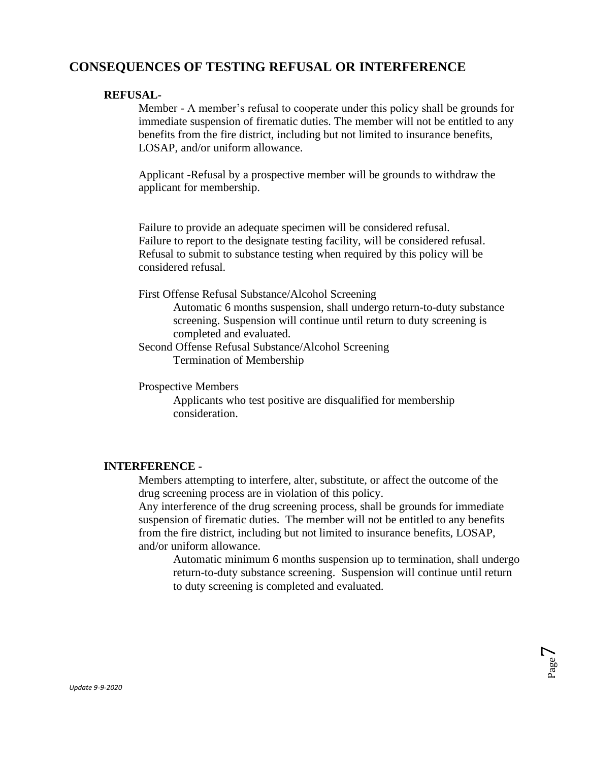## CONSEQUENCES OF TESTING REFUSAL OR INTERFERENCE

**REFUSAL-**

Member - A member's refusal to cooperate under this policy shall be grounds for immediate suspension of firematic duties. The member will not be entitled to any benefits from the fire district, including but not limited to insurance benefits, LOSAP, and/or uniform allowance.

Applicant -Refusal by a prospective member will be grounds to withdraw the applicant for membership.

Failure to provide an adequate specimen will be considered refusal.
Failure to report to the designate testing facility, will be considered refusal.
Refusal to submit to substance testing when required by this policy will be considered refusal.

First Offense Refusal Substance/Alcohol Screening

> Automatic 6 months suspension, shall undergo return-to-duty substance screening. Suspension will continue until return to duty screening is completed and evaluated.

Second Offense Refusal Substance/Alcohol Screening

> Termination of Membership

Prospective Members

> Applicants who test positive are disqualified for membership consideration.

**INTERFERENCE -**

Members attempting to interfere, alter, substitute, or affect the outcome of the drug screening process are in violation of this policy.
Any interference of the drug screening process, shall be grounds for immediate suspension of firematic duties. The member will not be entitled to any benefits from the fire district, including but not limited to insurance benefits, LOSAP, and/or uniform allowance.

> Automatic minimum 6 months suspension up to termination, shall undergo return-to-duty substance screening. Suspension will continue until return to duty screening is completed and evaluated.

*Update 9-9-2020*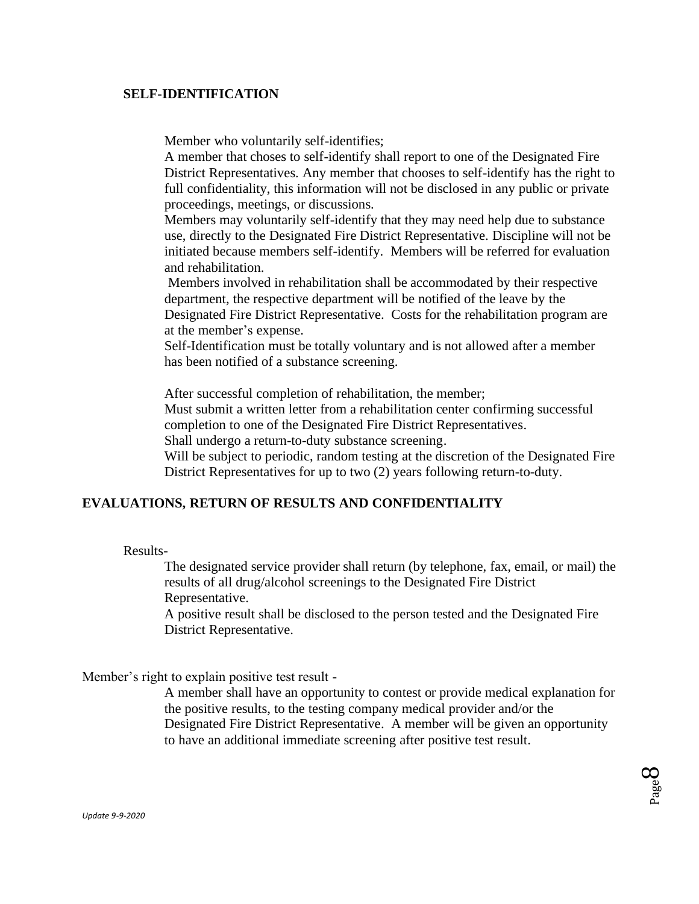## SELF-IDENTIFICATION

Member who voluntarily self-identifies;

A member that choses to self-identify shall report to one of the Designated Fire District Representatives. Any member that chooses to self-identify has the right to full confidentiality, this information will not be disclosed in any public or private proceedings, meetings, or discussions.

Members may voluntarily self-identify that they may need help due to substance use, directly to the Designated Fire District Representative. Discipline will not be initiated because members self-identify. Members will be referred for evaluation and rehabilitation.

Members involved in rehabilitation shall be accommodated by their respective department, the respective department will be notified of the leave by the Designated Fire District Representative. Costs for the rehabilitation program are at the member's expense.

Self-Identification must be totally voluntary and is not allowed after a member has been notified of a substance screening.

After successful completion of rehabilitation, the member;

Must submit a written letter from a rehabilitation center confirming successful completion to one of the Designated Fire District Representatives.

Shall undergo a return-to-duty substance screening.

Will be subject to periodic, random testing at the discretion of the Designated Fire District Representatives for up to two (2) years following return-to-duty.

## EVALUATIONS, RETURN OF RESULTS AND CONFIDENTIALITY

Results-

The designated service provider shall return (by telephone, fax, email, or mail) the results of all drug/alcohol screenings to the Designated Fire District Representative.

A positive result shall be disclosed to the person tested and the Designated Fire District Representative.

Member's right to explain positive test result -

A member shall have an opportunity to contest or provide medical explanation for the positive results, to the testing company medical provider and/or the Designated Fire District Representative. A member will be given an opportunity to have an additional immediate screening after positive test result.

*Update 9-9-2020*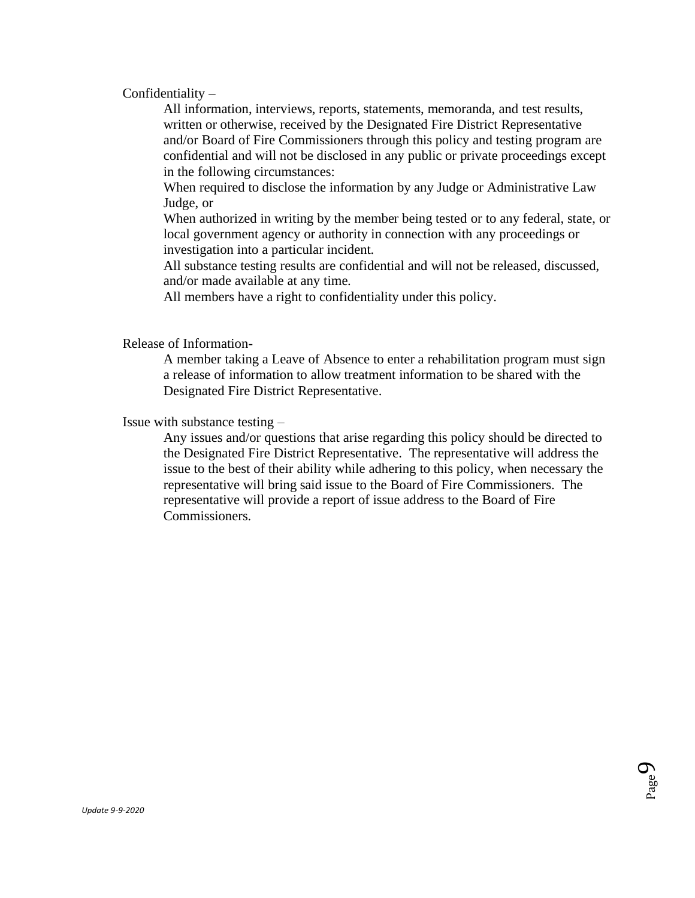Confidentiality –

All information, interviews, reports, statements, memoranda, and test results, written or otherwise, received by the Designated Fire District Representative and/or Board of Fire Commissioners through this policy and testing program are confidential and will not be disclosed in any public or private proceedings except in the following circumstances:

When required to disclose the information by any Judge or Administrative Law Judge, or

When authorized in writing by the member being tested or to any federal, state, or local government agency or authority in connection with any proceedings or investigation into a particular incident.

All substance testing results are confidential and will not be released, discussed, and/or made available at any time.

All members have a right to confidentiality under this policy.

Release of Information-

A member taking a Leave of Absence to enter a rehabilitation program must sign a release of information to allow treatment information to be shared with the Designated Fire District Representative.

Issue with substance testing –

Any issues and/or questions that arise regarding this policy should be directed to the Designated Fire District Representative. The representative will address the issue to the best of their ability while adhering to this policy, when necessary the representative will bring said issue to the Board of Fire Commissioners. The representative will provide a report of issue address to the Board of Fire Commissioners.

*Update 9-9-2020*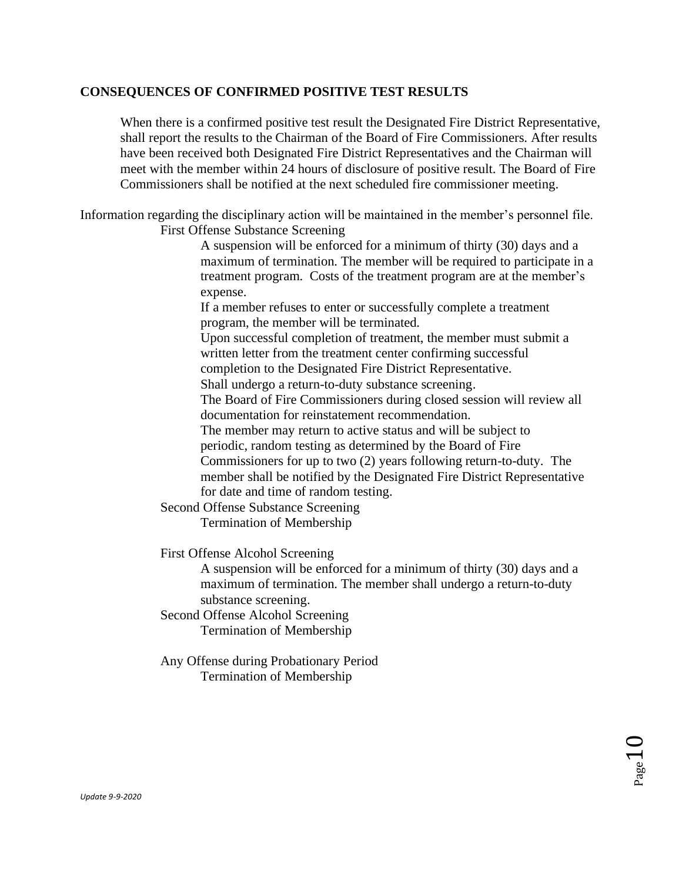**CONSEQUENCES OF CONFIRMED POSITIVE TEST RESULTS**

When there is a confirmed positive test result the Designated Fire District Representative, shall report the results to the Chairman of the Board of Fire Commissioners. After results have been received both Designated Fire District Representatives and the Chairman will meet with the member within 24 hours of disclosure of positive result. The Board of Fire Commissioners shall be notified at the next scheduled fire commissioner meeting.

Information regarding the disciplinary action will be maintained in the member's personnel file.

First Offense Substance Screening

A suspension will be enforced for a minimum of thirty (30) days and a maximum of termination. The member will be required to participate in a treatment program. Costs of the treatment program are at the member's expense.

If a member refuses to enter or successfully complete a treatment program, the member will be terminated.

Upon successful completion of treatment, the member must submit a written letter from the treatment center confirming successful completion to the Designated Fire District Representative.

Shall undergo a return-to-duty substance screening.

The Board of Fire Commissioners during closed session will review all documentation for reinstatement recommendation.

The member may return to active status and will be subject to periodic, random testing as determined by the Board of Fire Commissioners for up to two (2) years following return-to-duty. The member shall be notified by the Designated Fire District Representative for date and time of random testing.

Second Offense Substance Screening

Termination of Membership

First Offense Alcohol Screening

A suspension will be enforced for a minimum of thirty (30) days and a maximum of termination. The member shall undergo a return-to-duty substance screening.

Second Offense Alcohol Screening

Termination of Membership

Any Offense during Probationary Period

Termination of Membership